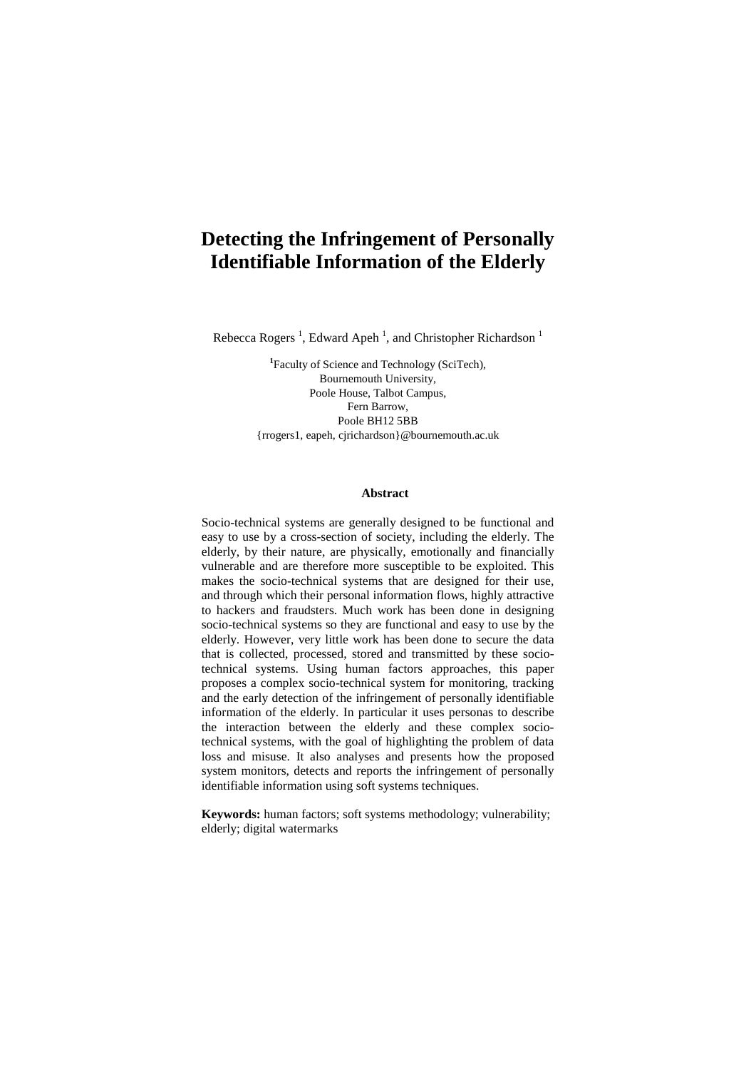# Detecting the Infringement of Personally Identifiable Information of the Elderly

Rebecca Rogers [1], Edward Apeh [1], and Christopher Richardson [1]

[1]Faculty of Science and Technology (SciTech),
Bournemouth University,
Poole House, Talbot Campus,
Fern Barrow,
Poole BH12 5BB
{rrogers1, eapeh, cjrichardson}@bournemouth.ac.uk

### Abstract

Socio-technical systems are generally designed to be functional and easy to use by a cross-section of society, including the elderly. The elderly, by their nature, are physically, emotionally and financially vulnerable and are therefore more susceptible to be exploited. This makes the socio-technical systems that are designed for their use, and through which their personal information flows, highly attractive to hackers and fraudsters. Much work has been done in designing socio-technical systems so they are functional and easy to use by the elderly. However, very little work has been done to secure the data that is collected, processed, stored and transmitted by these socio-technical systems. Using human factors approaches, this paper proposes a complex socio-technical system for monitoring, tracking and the early detection of the infringement of personally identifiable information of the elderly. In particular it uses personas to describe the interaction between the elderly and these complex socio-technical systems, with the goal of highlighting the problem of data loss and misuse. It also analyses and presents how the proposed system monitors, detects and reports the infringement of personally identifiable information using soft systems techniques.

**Keywords:** human factors; soft systems methodology; vulnerability; elderly; digital watermarks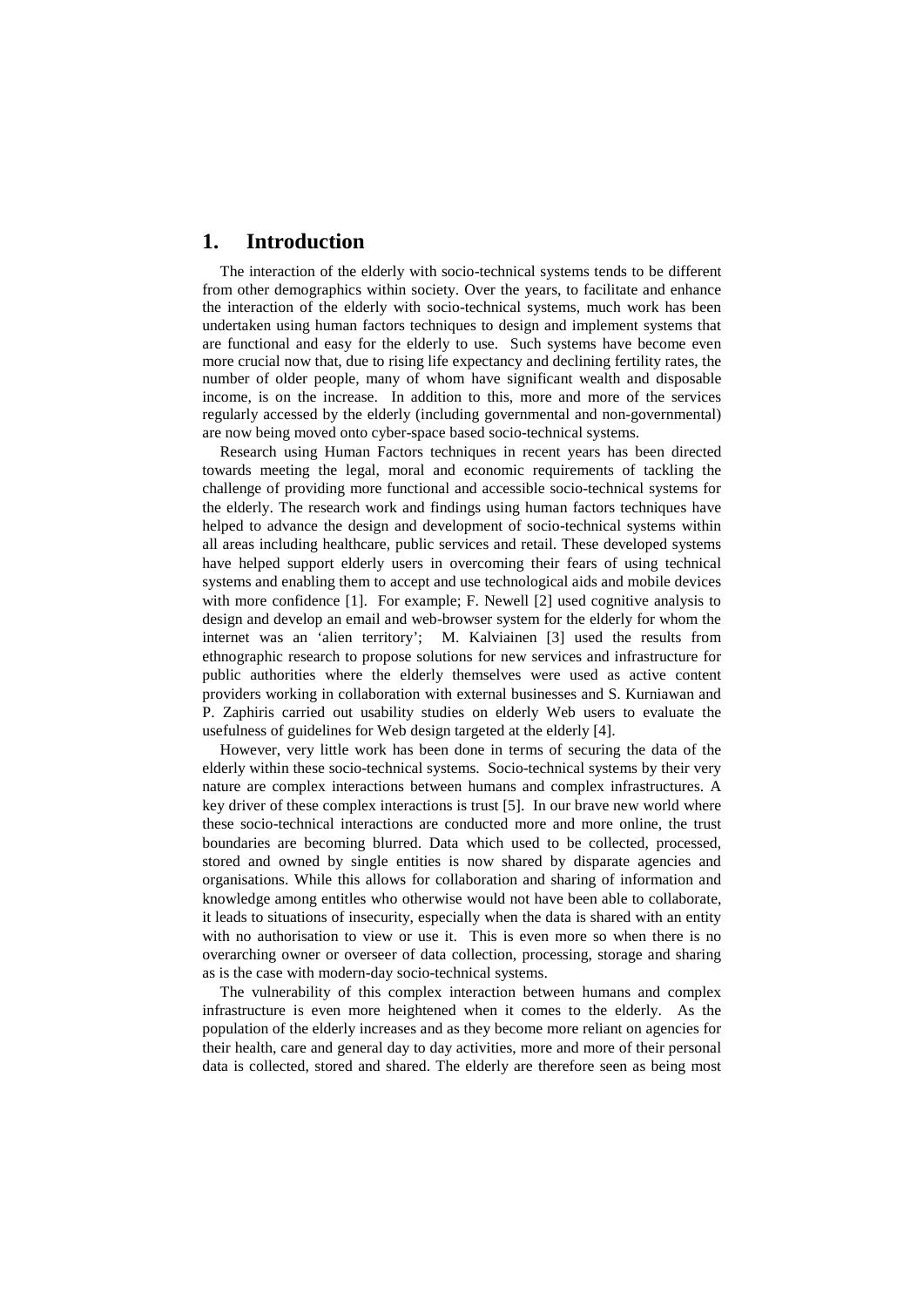# 1. Introduction

The interaction of the elderly with socio-technical systems tends to be different from other demographics within society. Over the years, to facilitate and enhance the interaction of the elderly with socio-technical systems, much work has been undertaken using human factors techniques to design and implement systems that are functional and easy for the elderly to use. Such systems have become even more crucial now that, due to rising life expectancy and declining fertility rates, the number of older people, many of whom have significant wealth and disposable income, is on the increase. In addition to this, more and more of the services regularly accessed by the elderly (including governmental and non-governmental) are now being moved onto cyber-space based socio-technical systems.

Research using Human Factors techniques in recent years has been directed towards meeting the legal, moral and economic requirements of tackling the challenge of providing more functional and accessible socio-technical systems for the elderly. The research work and findings using human factors techniques have helped to advance the design and development of socio-technical systems within all areas including healthcare, public services and retail. These developed systems have helped support elderly users in overcoming their fears of using technical systems and enabling them to accept and use technological aids and mobile devices with more confidence [1]. For example; F. Newell [2] used cognitive analysis to design and develop an email and web-browser system for the elderly for whom the internet was an 'alien territory'; M. Kalviainen [3] used the results from ethnographic research to propose solutions for new services and infrastructure for public authorities where the elderly themselves were used as active content providers working in collaboration with external businesses and S. Kurniawan and P. Zaphiris carried out usability studies on elderly Web users to evaluate the usefulness of guidelines for Web design targeted at the elderly [4].

However, very little work has been done in terms of securing the data of the elderly within these socio-technical systems. Socio-technical systems by their very nature are complex interactions between humans and complex infrastructures. A key driver of these complex interactions is trust [5]. In our brave new world where these socio-technical interactions are conducted more and more online, the trust boundaries are becoming blurred. Data which used to be collected, processed, stored and owned by single entities is now shared by disparate agencies and organisations. While this allows for collaboration and sharing of information and knowledge among entitles who otherwise would not have been able to collaborate, it leads to situations of insecurity, especially when the data is shared with an entity with no authorisation to view or use it. This is even more so when there is no overarching owner or overseer of data collection, processing, storage and sharing as is the case with modern-day socio-technical systems.

The vulnerability of this complex interaction between humans and complex infrastructure is even more heightened when it comes to the elderly. As the population of the elderly increases and as they become more reliant on agencies for their health, care and general day to day activities, more and more of their personal data is collected, stored and shared. The elderly are therefore seen as being most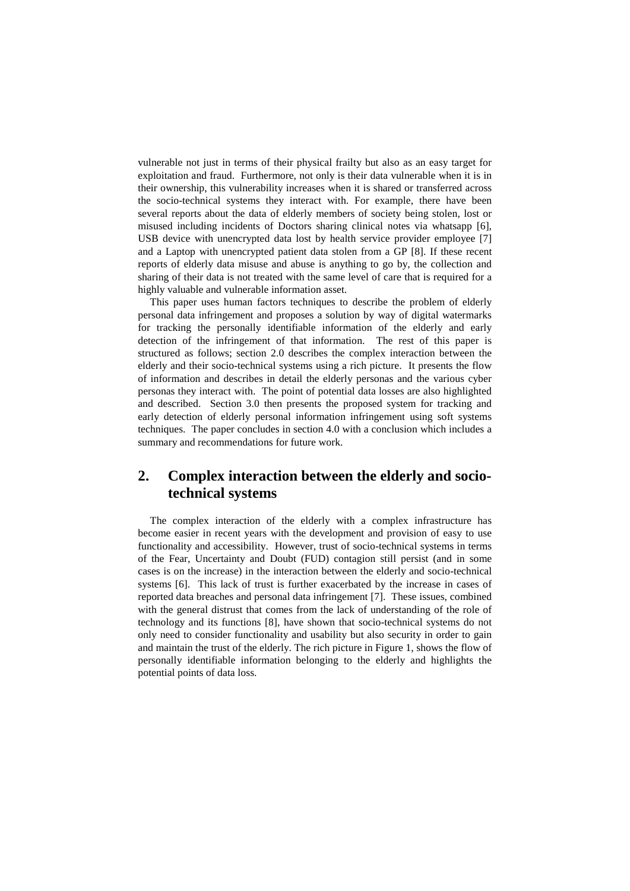vulnerable not just in terms of their physical frailty but also as an easy target for exploitation and fraud. Furthermore, not only is their data vulnerable when it is in their ownership, this vulnerability increases when it is shared or transferred across the socio-technical systems they interact with. For example, there have been several reports about the data of elderly members of society being stolen, lost or misused including incidents of Doctors sharing clinical notes via whatsapp [6], USB device with unencrypted data lost by health service provider employee [7] and a Laptop with unencrypted patient data stolen from a GP [8]. If these recent reports of elderly data misuse and abuse is anything to go by, the collection and sharing of their data is not treated with the same level of care that is required for a highly valuable and vulnerable information asset.

This paper uses human factors techniques to describe the problem of elderly personal data infringement and proposes a solution by way of digital watermarks for tracking the personally identifiable information of the elderly and early detection of the infringement of that information. The rest of this paper is structured as follows; section 2.0 describes the complex interaction between the elderly and their socio-technical systems using a rich picture. It presents the flow of information and describes in detail the elderly personas and the various cyber personas they interact with. The point of potential data losses are also highlighted and described. Section 3.0 then presents the proposed system for tracking and early detection of elderly personal information infringement using soft systems techniques. The paper concludes in section 4.0 with a conclusion which includes a summary and recommendations for future work.

## 2. Complex interaction between the elderly and socio-technical systems

The complex interaction of the elderly with a complex infrastructure has become easier in recent years with the development and provision of easy to use functionality and accessibility. However, trust of socio-technical systems in terms of the Fear, Uncertainty and Doubt (FUD) contagion still persist (and in some cases is on the increase) in the interaction between the elderly and socio-technical systems [6]. This lack of trust is further exacerbated by the increase in cases of reported data breaches and personal data infringement [7]. These issues, combined with the general distrust that comes from the lack of understanding of the role of technology and its functions [8], have shown that socio-technical systems do not only need to consider functionality and usability but also security in order to gain and maintain the trust of the elderly. The rich picture in Figure 1, shows the flow of personally identifiable information belonging to the elderly and highlights the potential points of data loss.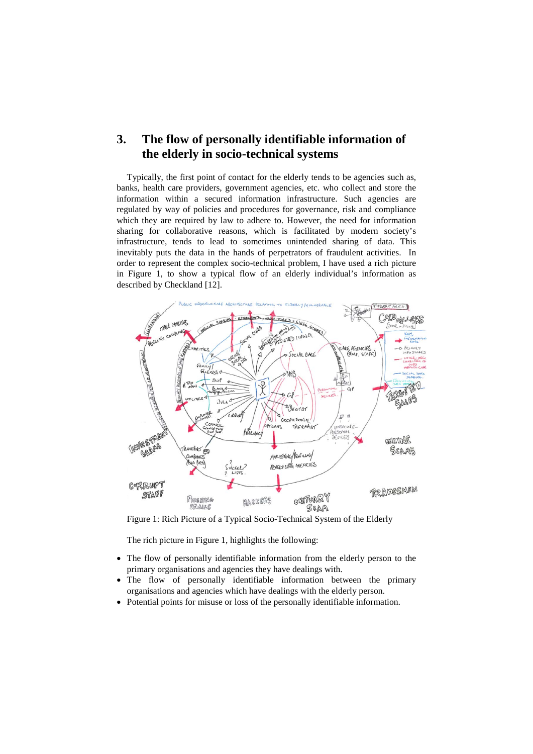## 3. The flow of personally identifiable information of the elderly in socio-technical systems

Typically, the first point of contact for the elderly tends to be agencies such as, banks, health care providers, government agencies, etc. who collect and store the information within a secured information infrastructure. Such agencies are regulated by way of policies and procedures for governance, risk and compliance which they are required by law to adhere to. However, the need for information sharing for collaborative reasons, which is facilitated by modern society's infrastructure, tends to lead to sometimes unintended sharing of data. This inevitably puts the data in the hands of perpetrators of fraudulent activities. In order to represent the complex socio-technical problem, I have used a rich picture in Figure 1, to show a typical flow of an elderly individual's information as described by Checkland [12].

Figure 1: Rich Picture of a Typical Socio-Technical System of the Elderly

The rich picture in Figure 1, highlights the following:

- The flow of personally identifiable information from the elderly person to the primary organisations and agencies they have dealings with.
- The flow of personally identifiable information between the primary organisations and agencies which have dealings with the elderly person.
- Potential points for misuse or loss of the personally identifiable information.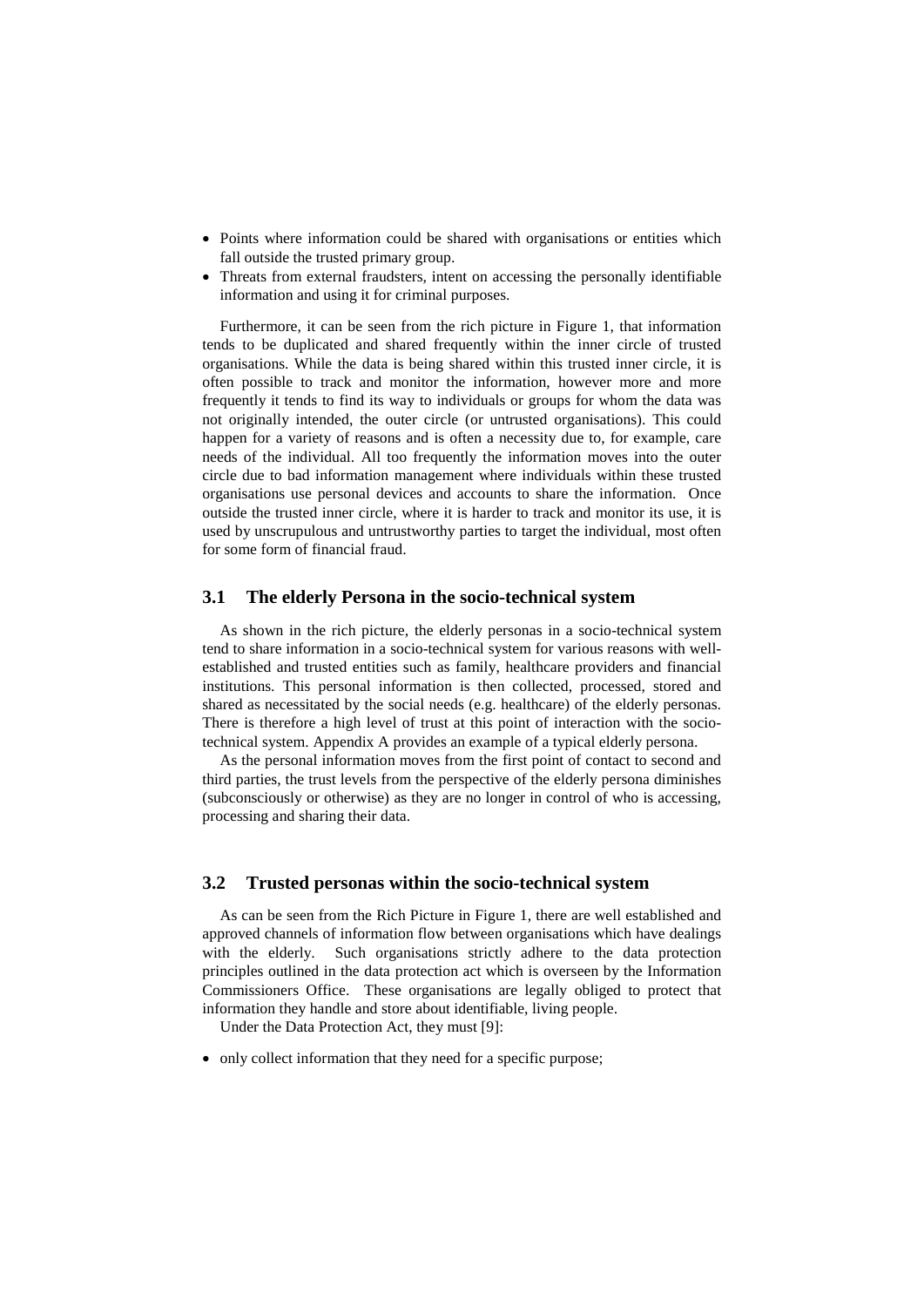- Points where information could be shared with organisations or entities which fall outside the trusted primary group.
- Threats from external fraudsters, intent on accessing the personally identifiable information and using it for criminal purposes.

Furthermore, it can be seen from the rich picture in Figure 1, that information tends to be duplicated and shared frequently within the inner circle of trusted organisations. While the data is being shared within this trusted inner circle, it is often possible to track and monitor the information, however more and more frequently it tends to find its way to individuals or groups for whom the data was not originally intended, the outer circle (or untrusted organisations). This could happen for a variety of reasons and is often a necessity due to, for example, care needs of the individual. All too frequently the information moves into the outer circle due to bad information management where individuals within these trusted organisations use personal devices and accounts to share the information. Once outside the trusted inner circle, where it is harder to track and monitor its use, it is used by unscrupulous and untrustworthy parties to target the individual, most often for some form of financial fraud.

## 3.1 The elderly Persona in the socio-technical system

As shown in the rich picture, the elderly personas in a socio-technical system tend to share information in a socio-technical system for various reasons with well-established and trusted entities such as family, healthcare providers and financial institutions. This personal information is then collected, processed, stored and shared as necessitated by the social needs (e.g. healthcare) of the elderly personas. There is therefore a high level of trust at this point of interaction with the socio-technical system. Appendix A provides an example of a typical elderly persona.

As the personal information moves from the first point of contact to second and third parties, the trust levels from the perspective of the elderly persona diminishes (subconsciously or otherwise) as they are no longer in control of who is accessing, processing and sharing their data.

## 3.2 Trusted personas within the socio-technical system

As can be seen from the Rich Picture in Figure 1, there are well established and approved channels of information flow between organisations which have dealings with the elderly. Such organisations strictly adhere to the data protection principles outlined in the data protection act which is overseen by the Information Commissioners Office. These organisations are legally obliged to protect that information they handle and store about identifiable, living people.

Under the Data Protection Act, they must [9]:

- only collect information that they need for a specific purpose;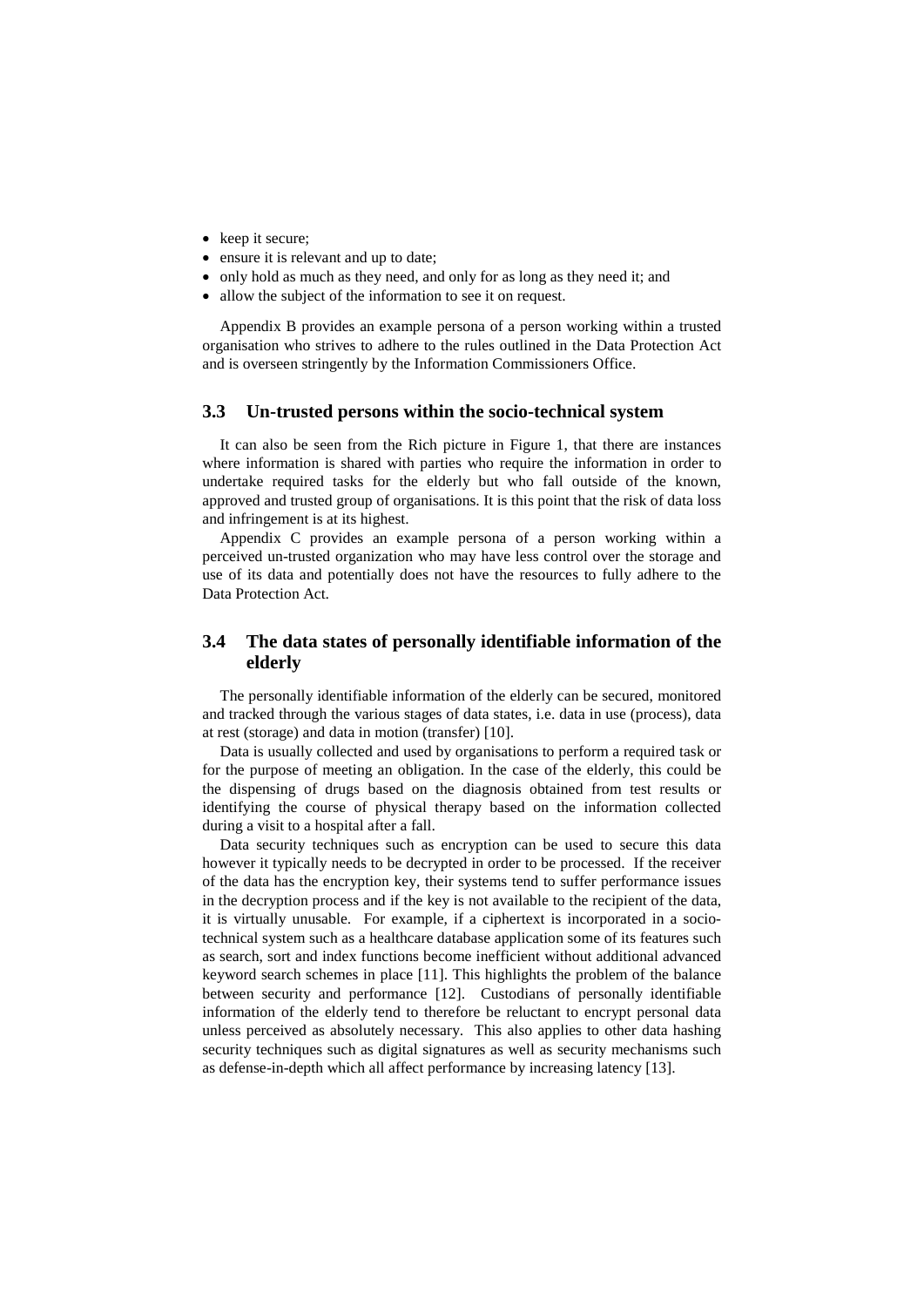- keep it secure;
- ensure it is relevant and up to date;
- only hold as much as they need, and only for as long as they need it; and
- allow the subject of the information to see it on request.

Appendix B provides an example persona of a person working within a trusted organisation who strives to adhere to the rules outlined in the Data Protection Act and is overseen stringently by the Information Commissioners Office.

### 3.3 Un-trusted persons within the socio-technical system

It can also be seen from the Rich picture in Figure 1, that there are instances where information is shared with parties who require the information in order to undertake required tasks for the elderly but who fall outside of the known, approved and trusted group of organisations. It is this point that the risk of data loss and infringement is at its highest.

Appendix C provides an example persona of a person working within a perceived un-trusted organization who may have less control over the storage and use of its data and potentially does not have the resources to fully adhere to the Data Protection Act.

### 3.4 The data states of personally identifiable information of the elderly

The personally identifiable information of the elderly can be secured, monitored and tracked through the various stages of data states, i.e. data in use (process), data at rest (storage) and data in motion (transfer) [10].

Data is usually collected and used by organisations to perform a required task or for the purpose of meeting an obligation. In the case of the elderly, this could be the dispensing of drugs based on the diagnosis obtained from test results or identifying the course of physical therapy based on the information collected during a visit to a hospital after a fall.

Data security techniques such as encryption can be used to secure this data however it typically needs to be decrypted in order to be processed. If the receiver of the data has the encryption key, their systems tend to suffer performance issues in the decryption process and if the key is not available to the recipient of the data, it is virtually unusable. For example, if a ciphertext is incorporated in a socio-technical system such as a healthcare database application some of its features such as search, sort and index functions become inefficient without additional advanced keyword search schemes in place [11]. This highlights the problem of the balance between security and performance [12]. Custodians of personally identifiable information of the elderly tend to therefore be reluctant to encrypt personal data unless perceived as absolutely necessary. This also applies to other data hashing security techniques such as digital signatures as well as security mechanisms such as defense-in-depth which all affect performance by increasing latency [13].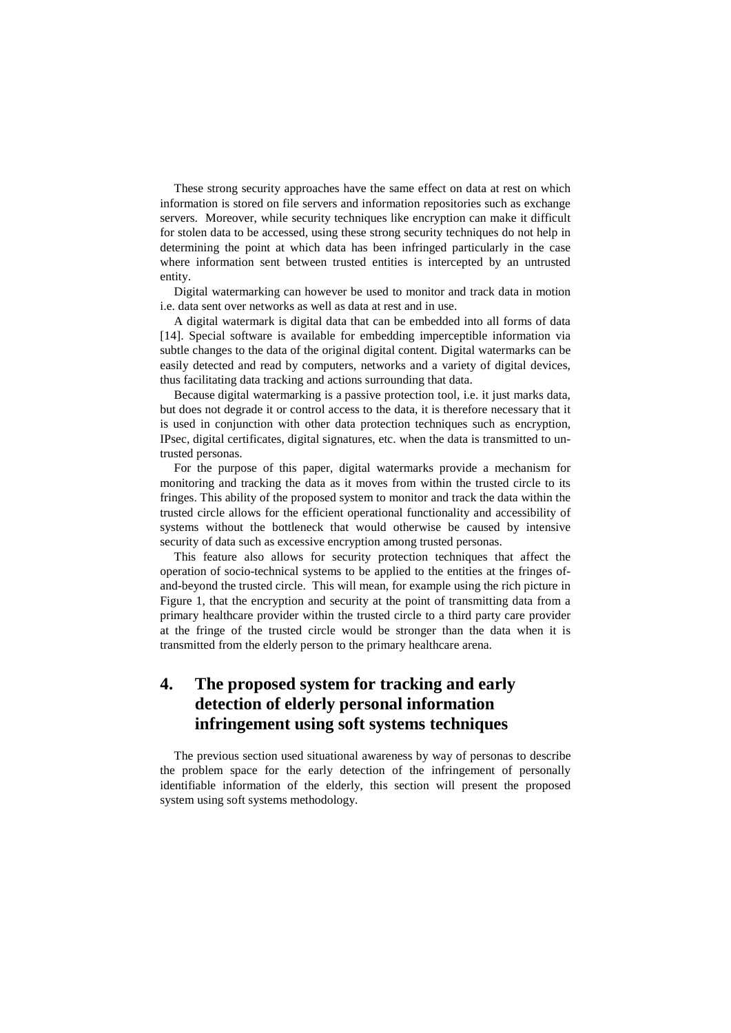These strong security approaches have the same effect on data at rest on which information is stored on file servers and information repositories such as exchange servers. Moreover, while security techniques like encryption can make it difficult for stolen data to be accessed, using these strong security techniques do not help in determining the point at which data has been infringed particularly in the case where information sent between trusted entities is intercepted by an untrusted entity.

Digital watermarking can however be used to monitor and track data in motion i.e. data sent over networks as well as data at rest and in use.

A digital watermark is digital data that can be embedded into all forms of data [14]. Special software is available for embedding imperceptible information via subtle changes to the data of the original digital content. Digital watermarks can be easily detected and read by computers, networks and a variety of digital devices, thus facilitating data tracking and actions surrounding that data.

Because digital watermarking is a passive protection tool, i.e. it just marks data, but does not degrade it or control access to the data, it is therefore necessary that it is used in conjunction with other data protection techniques such as encryption, IPsec, digital certificates, digital signatures, etc. when the data is transmitted to un-trusted personas.

For the purpose of this paper, digital watermarks provide a mechanism for monitoring and tracking the data as it moves from within the trusted circle to its fringes. This ability of the proposed system to monitor and track the data within the trusted circle allows for the efficient operational functionality and accessibility of systems without the bottleneck that would otherwise be caused by intensive security of data such as excessive encryption among trusted personas.

This feature also allows for security protection techniques that affect the operation of socio-technical systems to be applied to the entities at the fringes of-and-beyond the trusted circle. This will mean, for example using the rich picture in Figure 1, that the encryption and security at the point of transmitting data from a primary healthcare provider within the trusted circle to a third party care provider at the fringe of the trusted circle would be stronger than the data when it is transmitted from the elderly person to the primary healthcare arena.

## 4. The proposed system for tracking and early detection of elderly personal information infringement using soft systems techniques

The previous section used situational awareness by way of personas to describe the problem space for the early detection of the infringement of personally identifiable information of the elderly, this section will present the proposed system using soft systems methodology.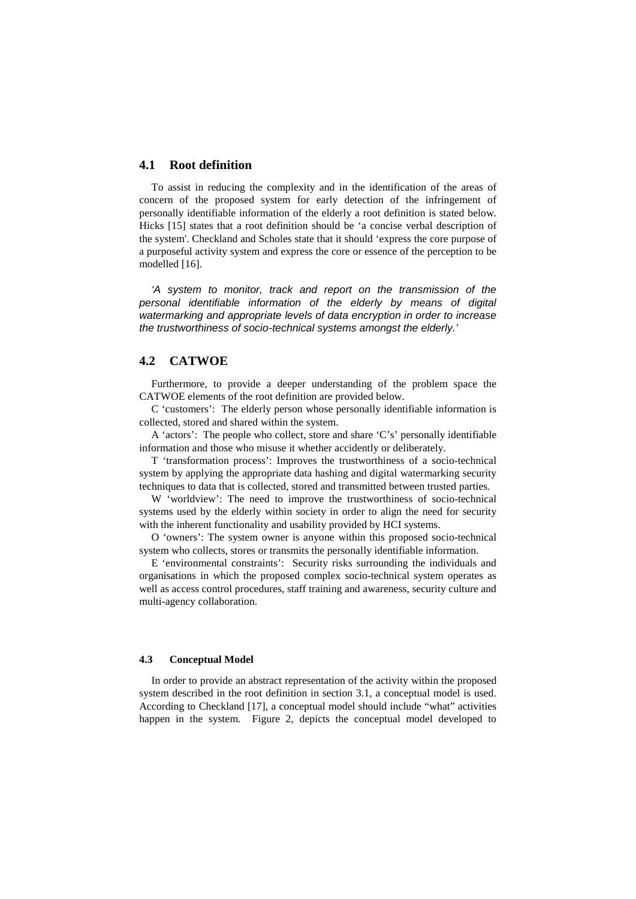## 4.1 Root definition

To assist in reducing the complexity and in the identification of the areas of concern of the proposed system for early detection of the infringement of personally identifiable information of the elderly a root definition is stated below. Hicks [15] states that a root definition should be 'a concise verbal description of the system'. Checkland and Scholes state that it should 'express the core purpose of a purposeful activity system and express the core or essence of the perception to be modelled [16].

*'A system to monitor, track and report on the transmission of the personal identifiable information of the elderly by means of digital watermarking and appropriate levels of data encryption in order to increase the trustworthiness of socio-technical systems amongst the elderly.'*

## 4.2 CATWOE

Furthermore, to provide a deeper understanding of the problem space the CATWOE elements of the root definition are provided below.

C 'customers': The elderly person whose personally identifiable information is collected, stored and shared within the system.

A 'actors': The people who collect, store and share 'C's' personally identifiable information and those who misuse it whether accidently or deliberately.

T 'transformation process': Improves the trustworthiness of a socio-technical system by applying the appropriate data hashing and digital watermarking security techniques to data that is collected, stored and transmitted between trusted parties.

W 'worldview': The need to improve the trustworthiness of socio-technical systems used by the elderly within society in order to align the need for security with the inherent functionality and usability provided by HCI systems.

O 'owners': The system owner is anyone within this proposed socio-technical system who collects, stores or transmits the personally identifiable information.

E 'environmental constraints': Security risks surrounding the individuals and organisations in which the proposed complex socio-technical system operates as well as access control procedures, staff training and awareness, security culture and multi-agency collaboration.

### 4.3 Conceptual Model

In order to provide an abstract representation of the activity within the proposed system described in the root definition in section 3.1, a conceptual model is used. According to Checkland [17], a conceptual model should include "what" activities happen in the system. Figure 2, depicts the conceptual model developed to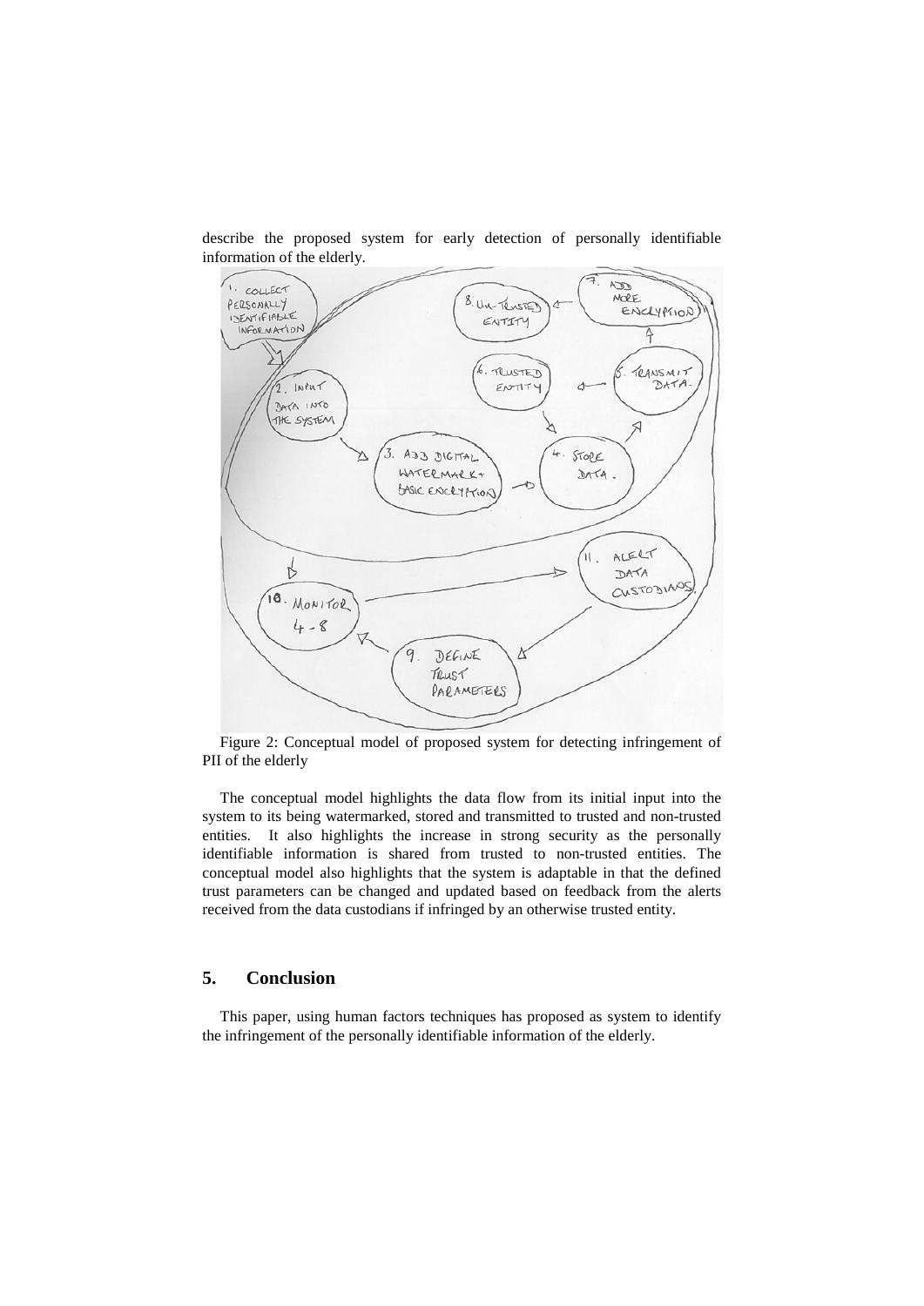describe the proposed system for early detection of personally identifiable information of the elderly.

Figure 2: Conceptual model of proposed system for detecting infringement of PII of the elderly

The conceptual model highlights the data flow from its initial input into the system to its being watermarked, stored and transmitted to trusted and non-trusted entities. It also highlights the increase in strong security as the personally identifiable information is shared from trusted to non-trusted entities. The conceptual model also highlights that the system is adaptable in that the defined trust parameters can be changed and updated based on feedback from the alerts received from the data custodians if infringed by an otherwise trusted entity.

## 5. Conclusion

This paper, using human factors techniques has proposed as system to identify the infringement of the personally identifiable information of the elderly.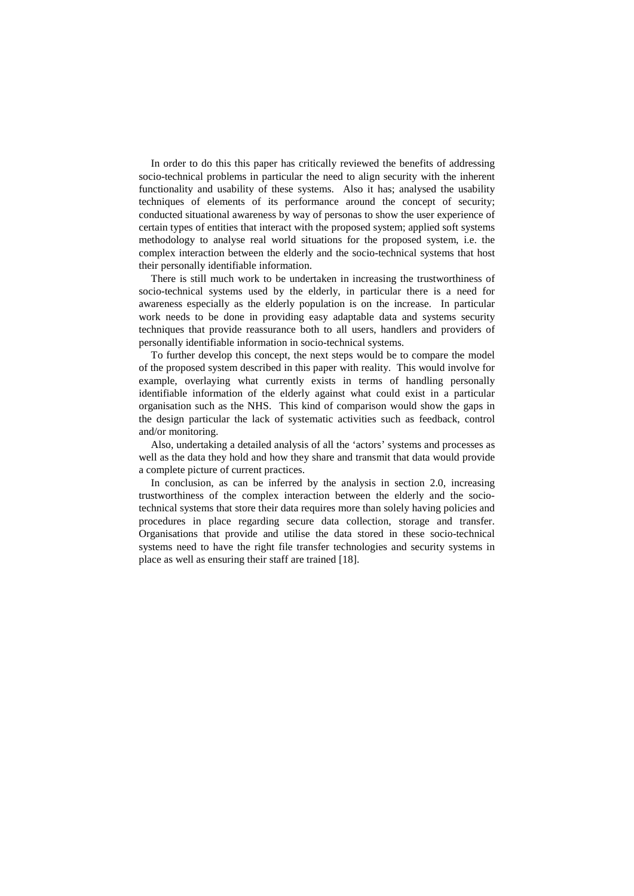In order to do this this paper has critically reviewed the benefits of addressing socio-technical problems in particular the need to align security with the inherent functionality and usability of these systems. Also it has; analysed the usability techniques of elements of its performance around the concept of security; conducted situational awareness by way of personas to show the user experience of certain types of entities that interact with the proposed system; applied soft systems methodology to analyse real world situations for the proposed system, i.e. the complex interaction between the elderly and the socio-technical systems that host their personally identifiable information.

There is still much work to be undertaken in increasing the trustworthiness of socio-technical systems used by the elderly, in particular there is a need for awareness especially as the elderly population is on the increase. In particular work needs to be done in providing easy adaptable data and systems security techniques that provide reassurance both to all users, handlers and providers of personally identifiable information in socio-technical systems.

To further develop this concept, the next steps would be to compare the model of the proposed system described in this paper with reality. This would involve for example, overlaying what currently exists in terms of handling personally identifiable information of the elderly against what could exist in a particular organisation such as the NHS. This kind of comparison would show the gaps in the design particular the lack of systematic activities such as feedback, control and/or monitoring.

Also, undertaking a detailed analysis of all the 'actors' systems and processes as well as the data they hold and how they share and transmit that data would provide a complete picture of current practices.

In conclusion, as can be inferred by the analysis in section 2.0, increasing trustworthiness of the complex interaction between the elderly and the socio-technical systems that store their data requires more than solely having policies and procedures in place regarding secure data collection, storage and transfer. Organisations that provide and utilise the data stored in these socio-technical systems need to have the right file transfer technologies and security systems in place as well as ensuring their staff are trained [18].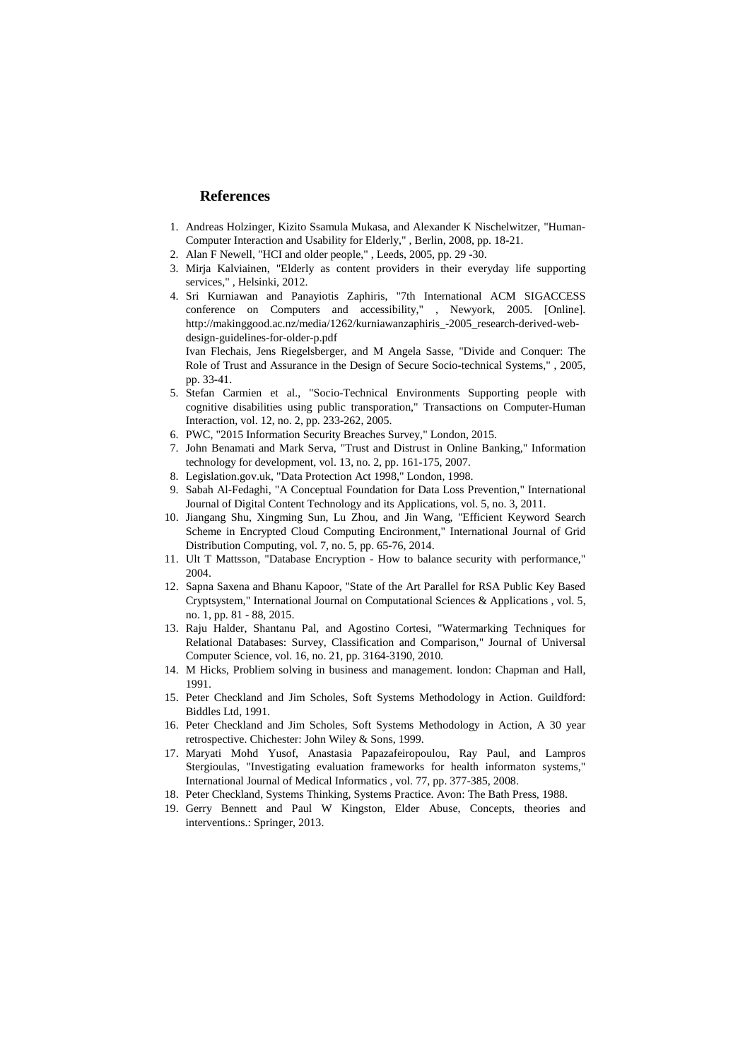## References

1. Andreas Holzinger, Kizito Ssamula Mukasa, and Alexander K Nischelwitzer, "Human-Computer Interaction and Usability for Elderly," , Berlin, 2008, pp. 18-21.
2. Alan F Newell, "HCI and older people," , Leeds, 2005, pp. 29 -30.
3. Mirja Kalviainen, "Elderly as content providers in their everyday life supporting services," , Helsinki, 2012.
4. Sri Kurniawan and Panayiotis Zaphiris, "7th International ACM SIGACCESS conference on Computers and accessibility," , Newyork, 2005. [Online]. http://makinggood.ac.nz/media/1262/kurniawanzaphiris_-2005_research-derived-web-design-guidelines-for-older-p.pdf

   Ivan Flechais, Jens Riegelsberger, and M Angela Sasse, "Divide and Conquer: The Role of Trust and Assurance in the Design of Secure Socio-technical Systems," , 2005, pp. 33-41.
5. Stefan Carmien et al., "Socio-Technical Environments Supporting people with cognitive disabilities using public transporation," Transactions on Computer-Human Interaction, vol. 12, no. 2, pp. 233-262, 2005.
6. PWC, "2015 Information Security Breaches Survey," London, 2015.
7. John Benamati and Mark Serva, "Trust and Distrust in Online Banking," Information technology for development, vol. 13, no. 2, pp. 161-175, 2007.
8. Legislation.gov.uk, "Data Protection Act 1998," London, 1998.
9. Sabah Al-Fedaghi, "A Conceptual Foundation for Data Loss Prevention," International Journal of Digital Content Technology and its Applications, vol. 5, no. 3, 2011.
10. Jiangang Shu, Xingming Sun, Lu Zhou, and Jin Wang, "Efficient Keyword Search Scheme in Encrypted Cloud Computing Encironment," International Journal of Grid Distribution Computing, vol. 7, no. 5, pp. 65-76, 2014.
11. Ult T Mattsson, "Database Encryption - How to balance security with performance," 2004.
12. Sapna Saxena and Bhanu Kapoor, "State of the Art Parallel for RSA Public Key Based Cryptsystem," International Journal on Computational Sciences & Applications , vol. 5, no. 1, pp. 81 - 88, 2015.
13. Raju Halder, Shantanu Pal, and Agostino Cortesi, "Watermarking Techniques for Relational Databases: Survey, Classification and Comparison," Journal of Universal Computer Science, vol. 16, no. 21, pp. 3164-3190, 2010.
14. M Hicks, Probliem solving in business and management. london: Chapman and Hall, 1991.
15. Peter Checkland and Jim Scholes, Soft Systems Methodology in Action. Guildford: Biddles Ltd, 1991.
16. Peter Checkland and Jim Scholes, Soft Systems Methodology in Action, A 30 year retrospective. Chichester: John Wiley & Sons, 1999.
17. Maryati Mohd Yusof, Anastasia Papazafeiropoulou, Ray Paul, and Lampros Stergioulas, "Investigating evaluation frameworks for health informaton systems," International Journal of Medical Informatics , vol. 77, pp. 377-385, 2008.
18. Peter Checkland, Systems Thinking, Systems Practice. Avon: The Bath Press, 1988.
19. Gerry Bennett and Paul W Kingston, Elder Abuse, Concepts, theories and interventions.: Springer, 2013.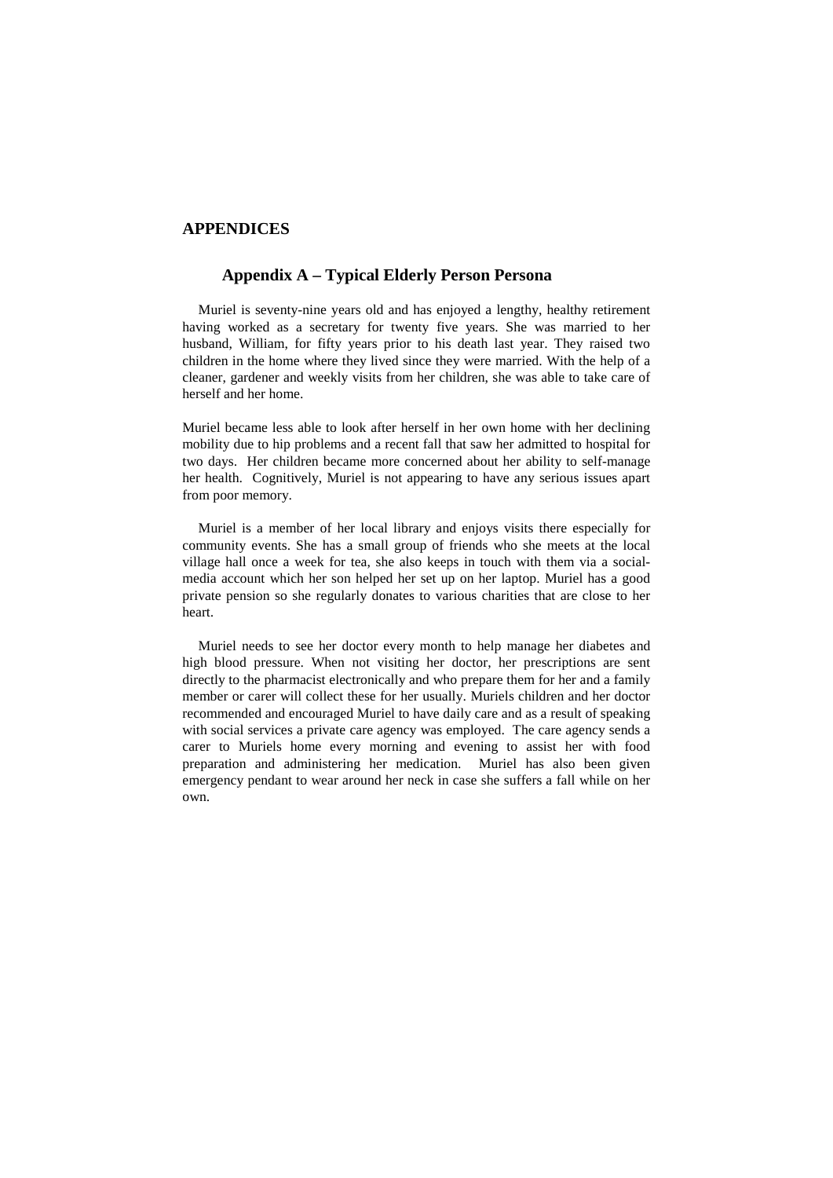# APPENDICES

## Appendix A – Typical Elderly Person Persona

Muriel is seventy-nine years old and has enjoyed a lengthy, healthy retirement having worked as a secretary for twenty five years. She was married to her husband, William, for fifty years prior to his death last year. They raised two children in the home where they lived since they were married. With the help of a cleaner, gardener and weekly visits from her children, she was able to take care of herself and her home.

Muriel became less able to look after herself in her own home with her declining mobility due to hip problems and a recent fall that saw her admitted to hospital for two days. Her children became more concerned about her ability to self-manage her health. Cognitively, Muriel is not appearing to have any serious issues apart from poor memory.

Muriel is a member of her local library and enjoys visits there especially for community events. She has a small group of friends who she meets at the local village hall once a week for tea, she also keeps in touch with them via a social-media account which her son helped her set up on her laptop. Muriel has a good private pension so she regularly donates to various charities that are close to her heart.

Muriel needs to see her doctor every month to help manage her diabetes and high blood pressure. When not visiting her doctor, her prescriptions are sent directly to the pharmacist electronically and who prepare them for her and a family member or carer will collect these for her usually. Muriels children and her doctor recommended and encouraged Muriel to have daily care and as a result of speaking with social services a private care agency was employed. The care agency sends a carer to Muriels home every morning and evening to assist her with food preparation and administering her medication. Muriel has also been given emergency pendant to wear around her neck in case she suffers a fall while on her own.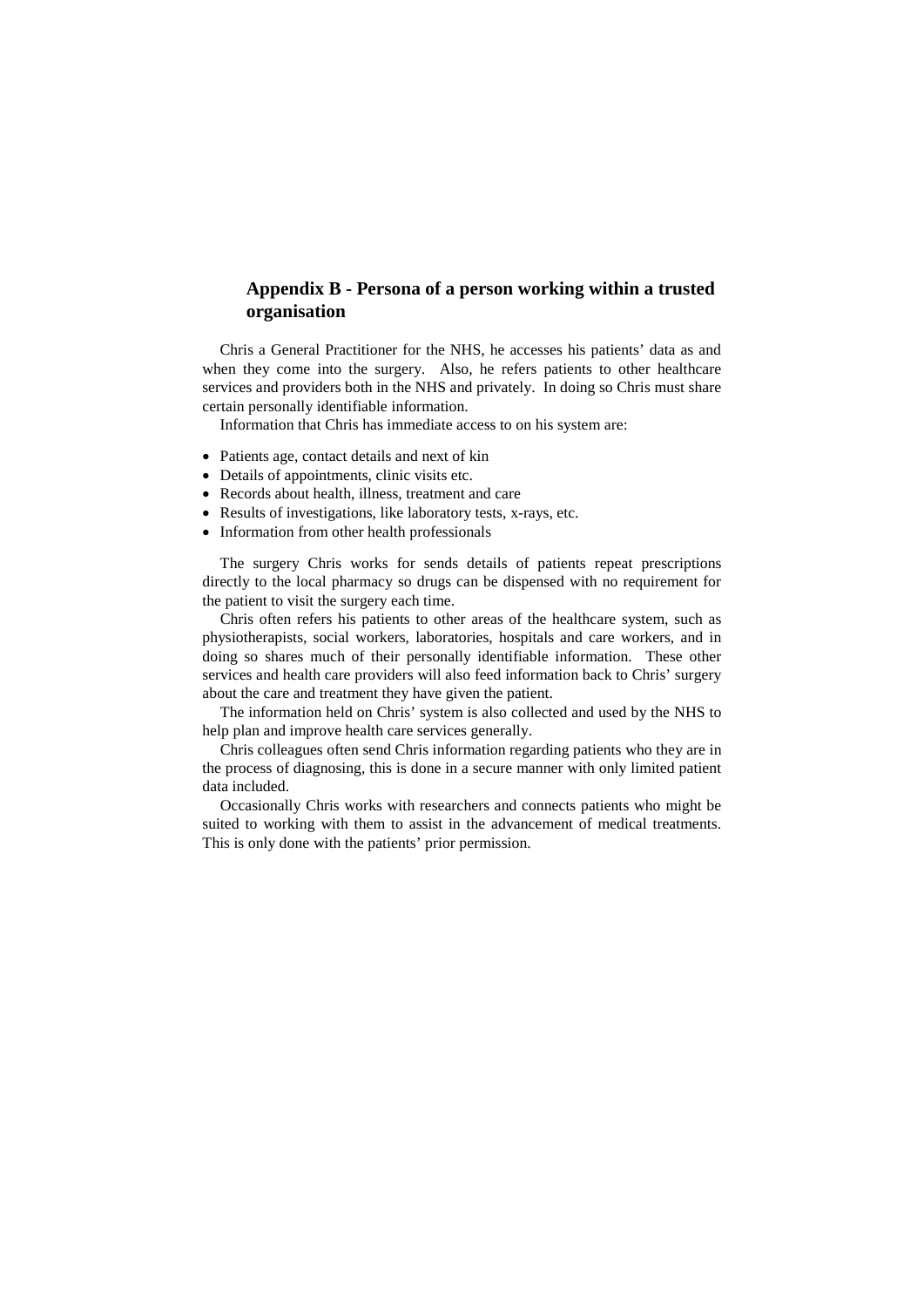## Appendix B - Persona of a person working within a trusted organisation

Chris a General Practitioner for the NHS, he accesses his patients' data as and when they come into the surgery. Also, he refers patients to other healthcare services and providers both in the NHS and privately. In doing so Chris must share certain personally identifiable information.

Information that Chris has immediate access to on his system are:

- Patients age, contact details and next of kin
- Details of appointments, clinic visits etc.
- Records about health, illness, treatment and care
- Results of investigations, like laboratory tests, x-rays, etc.
- Information from other health professionals

The surgery Chris works for sends details of patients repeat prescriptions directly to the local pharmacy so drugs can be dispensed with no requirement for the patient to visit the surgery each time.

Chris often refers his patients to other areas of the healthcare system, such as physiotherapists, social workers, laboratories, hospitals and care workers, and in doing so shares much of their personally identifiable information. These other services and health care providers will also feed information back to Chris' surgery about the care and treatment they have given the patient.

The information held on Chris' system is also collected and used by the NHS to help plan and improve health care services generally.

Chris colleagues often send Chris information regarding patients who they are in the process of diagnosing, this is done in a secure manner with only limited patient data included.

Occasionally Chris works with researchers and connects patients who might be suited to working with them to assist in the advancement of medical treatments. This is only done with the patients' prior permission.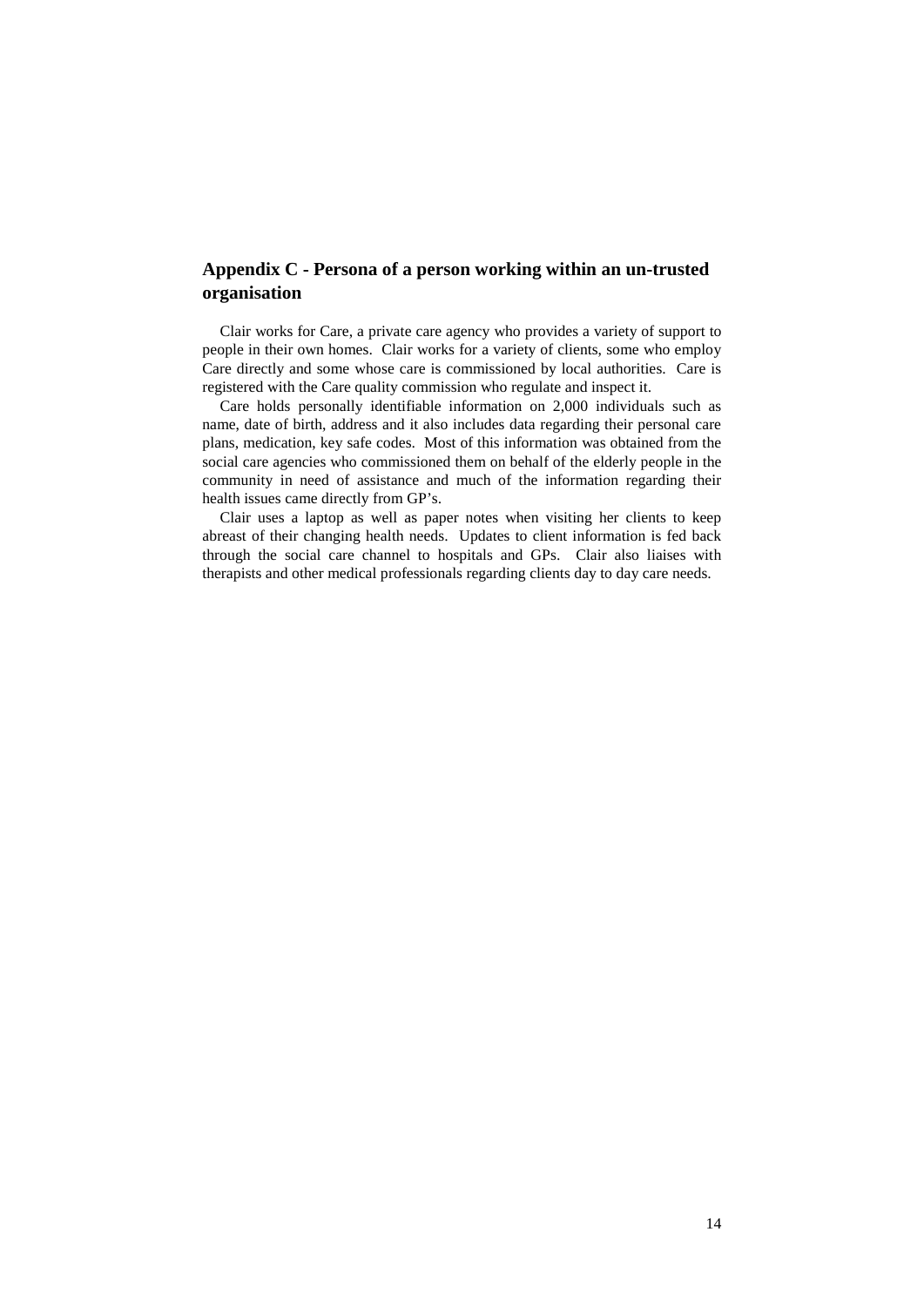## Appendix C - Persona of a person working within an un-trusted organisation

Clair works for Care, a private care agency who provides a variety of support to people in their own homes. Clair works for a variety of clients, some who employ Care directly and some whose care is commissioned by local authorities. Care is registered with the Care quality commission who regulate and inspect it.

Care holds personally identifiable information on 2,000 individuals such as name, date of birth, address and it also includes data regarding their personal care plans, medication, key safe codes. Most of this information was obtained from the social care agencies who commissioned them on behalf of the elderly people in the community in need of assistance and much of the information regarding their health issues came directly from GP's.

Clair uses a laptop as well as paper notes when visiting her clients to keep abreast of their changing health needs. Updates to client information is fed back through the social care channel to hospitals and GPs. Clair also liaises with therapists and other medical professionals regarding clients day to day care needs.